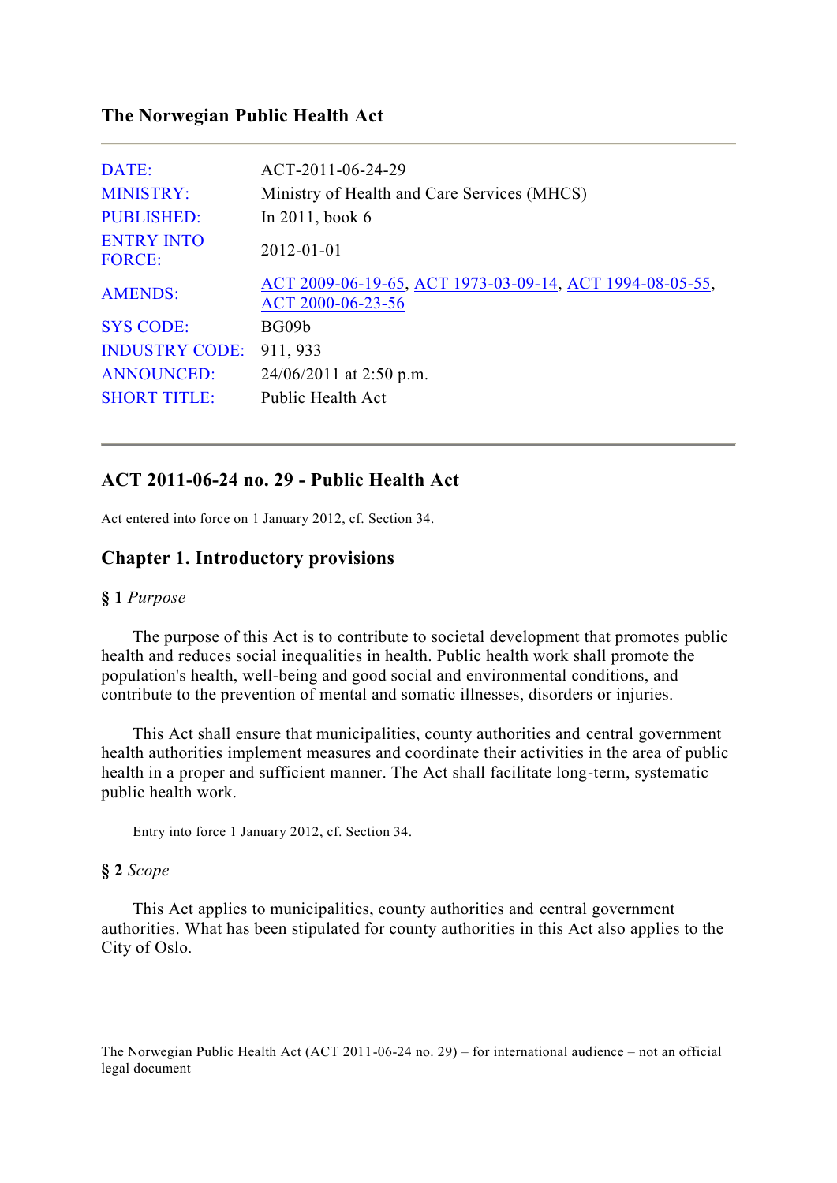# The Norwegian Public Health Act

| | |
|---|---|
| DATE: | ACT-2011-06-24-29 |
| MINISTRY: | Ministry of Health and Care Services (MHCS) |
| PUBLISHED: | In 2011, book 6 |
| ENTRY INTO FORCE: | 2012-01-01 |
| AMENDS: | ACT 2009-06-19-65, ACT 1973-03-09-14, ACT 1994-08-05-55, ACT 2000-06-23-56 |
| SYS CODE: | BG09b |
| INDUSTRY CODE: | 911, 933 |
| ANNOUNCED: | 24/06/2011 at 2:50 p.m. |
| SHORT TITLE: | Public Health Act |

## ACT 2011-06-24 no. 29 - Public Health Act

Act entered into force on 1 January 2012, cf. Section 34.

## Chapter 1. Introductory provisions

**§ 1** *Purpose*

The purpose of this Act is to contribute to societal development that promotes public health and reduces social inequalities in health. Public health work shall promote the population's health, well-being and good social and environmental conditions, and contribute to the prevention of mental and somatic illnesses, disorders or injuries.

This Act shall ensure that municipalities, county authorities and central government health authorities implement measures and coordinate their activities in the area of public health in a proper and sufficient manner. The Act shall facilitate long-term, systematic public health work.

Entry into force 1 January 2012, cf. Section 34.

**§ 2** *Scope*

This Act applies to municipalities, county authorities and central government authorities. What has been stipulated for county authorities in this Act also applies to the City of Oslo.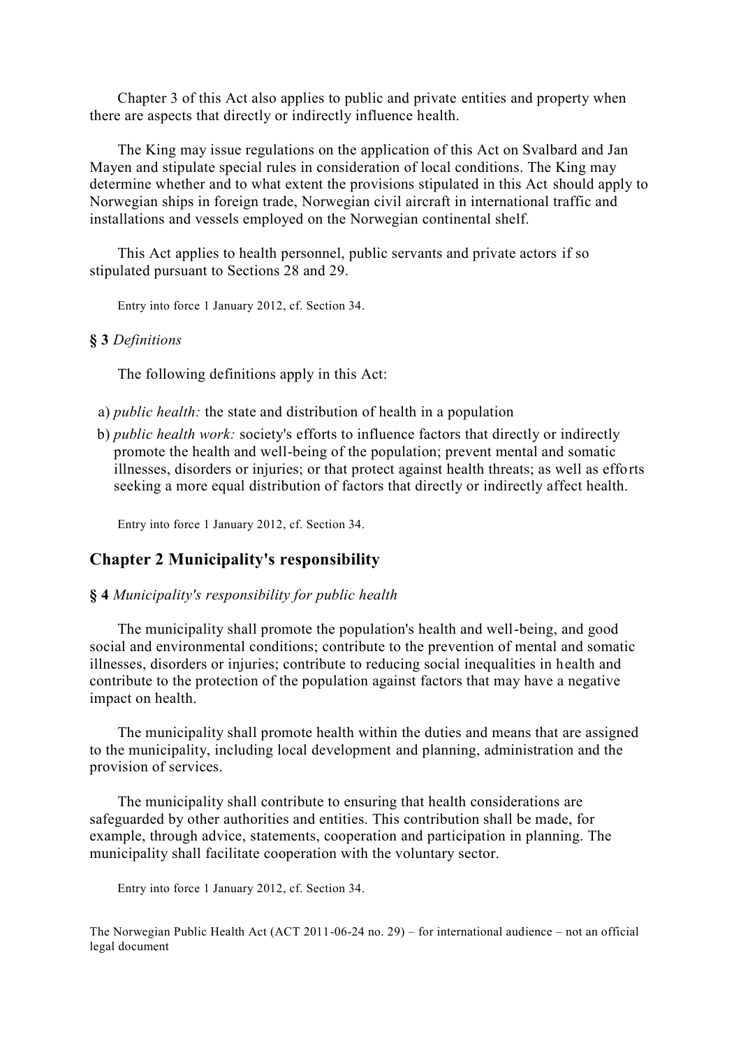Chapter 3 of this Act also applies to public and private entities and property when there are aspects that directly or indirectly influence health.

The King may issue regulations on the application of this Act on Svalbard and Jan Mayen and stipulate special rules in consideration of local conditions. The King may determine whether and to what extent the provisions stipulated in this Act should apply to Norwegian ships in foreign trade, Norwegian civil aircraft in international traffic and installations and vessels employed on the Norwegian continental shelf.

This Act applies to health personnel, public servants and private actors if so stipulated pursuant to Sections 28 and 29.

Entry into force 1 January 2012, cf. Section 34.

**§ 3** *Definitions*

The following definitions apply in this Act:

a) *public health:* the state and distribution of health in a population

b) *public health work:* society's efforts to influence factors that directly or indirectly promote the health and well-being of the population; prevent mental and somatic illnesses, disorders or injuries; or that protect against health threats; as well as efforts seeking a more equal distribution of factors that directly or indirectly affect health.

Entry into force 1 January 2012, cf. Section 34.

## Chapter 2 Municipality's responsibility

**§ 4** *Municipality's responsibility for public health*

The municipality shall promote the population's health and well-being, and good social and environmental conditions; contribute to the prevention of mental and somatic illnesses, disorders or injuries; contribute to reducing social inequalities in health and contribute to the protection of the population against factors that may have a negative impact on health.

The municipality shall promote health within the duties and means that are assigned to the municipality, including local development and planning, administration and the provision of services.

The municipality shall contribute to ensuring that health considerations are safeguarded by other authorities and entities. This contribution shall be made, for example, through advice, statements, cooperation and participation in planning. The municipality shall facilitate cooperation with the voluntary sector.

Entry into force 1 January 2012, cf. Section 34.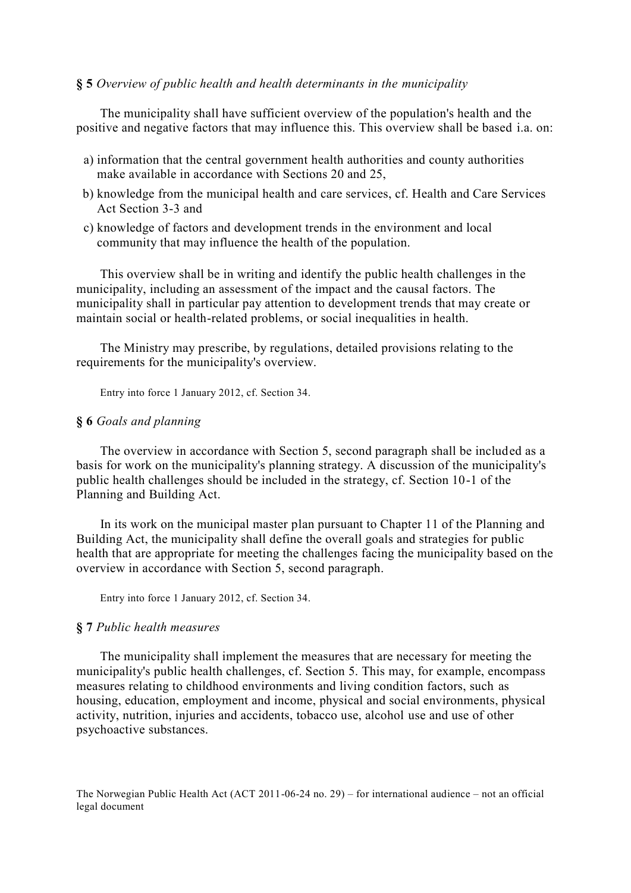**§ 5** *Overview of public health and health determinants in the municipality*

The municipality shall have sufficient overview of the population's health and the positive and negative factors that may influence this. This overview shall be based i.a. on:

a) information that the central government health authorities and county authorities make available in accordance with Sections 20 and 25,
b) knowledge from the municipal health and care services, cf. Health and Care Services Act Section 3-3 and
c) knowledge of factors and development trends in the environment and local community that may influence the health of the population.

This overview shall be in writing and identify the public health challenges in the municipality, including an assessment of the impact and the causal factors. The municipality shall in particular pay attention to development trends that may create or maintain social or health-related problems, or social inequalities in health.

The Ministry may prescribe, by regulations, detailed provisions relating to the requirements for the municipality's overview.

Entry into force 1 January 2012, cf. Section 34.

**§ 6** *Goals and planning*

The overview in accordance with Section 5, second paragraph shall be included as a basis for work on the municipality's planning strategy. A discussion of the municipality's public health challenges should be included in the strategy, cf. Section 10-1 of the Planning and Building Act.

In its work on the municipal master plan pursuant to Chapter 11 of the Planning and Building Act, the municipality shall define the overall goals and strategies for public health that are appropriate for meeting the challenges facing the municipality based on the overview in accordance with Section 5, second paragraph.

Entry into force 1 January 2012, cf. Section 34.

**§ 7** *Public health measures*

The municipality shall implement the measures that are necessary for meeting the municipality's public health challenges, cf. Section 5. This may, for example, encompass measures relating to childhood environments and living condition factors, such as housing, education, employment and income, physical and social environments, physical activity, nutrition, injuries and accidents, tobacco use, alcohol use and use of other psychoactive substances.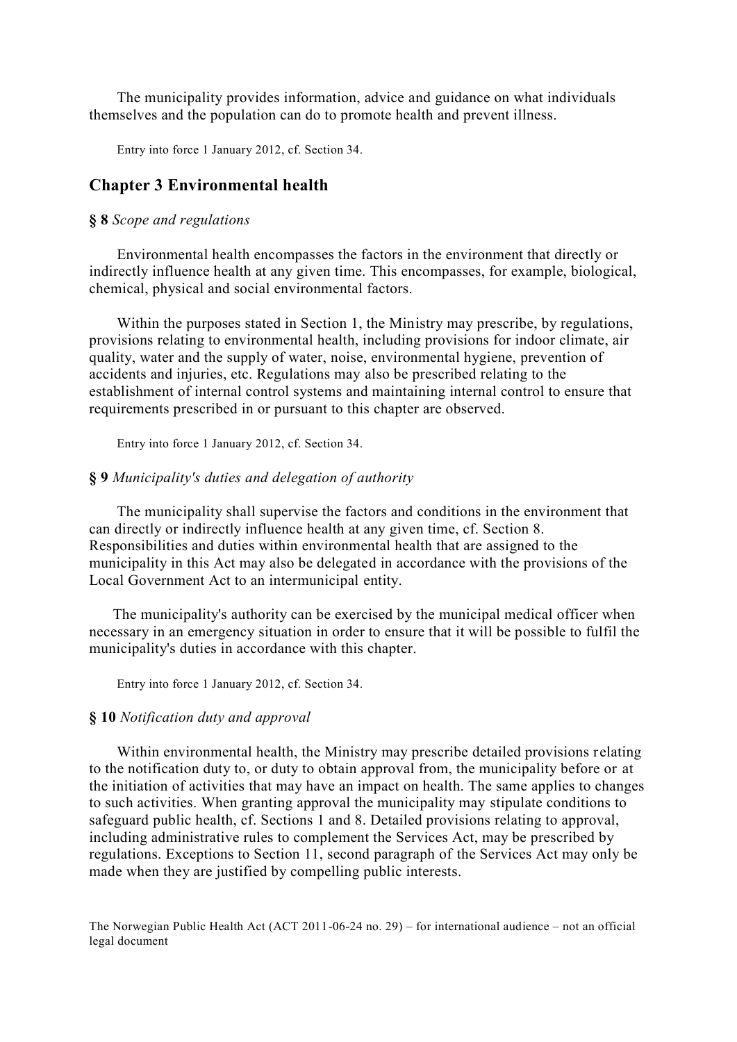The municipality provides information, advice and guidance on what individuals themselves and the population can do to promote health and prevent illness.

Entry into force 1 January 2012, cf. Section 34.

## Chapter 3 Environmental health

### § 8 *Scope and regulations*

Environmental health encompasses the factors in the environment that directly or indirectly influence health at any given time. This encompasses, for example, biological, chemical, physical and social environmental factors.

Within the purposes stated in Section 1, the Ministry may prescribe, by regulations, provisions relating to environmental health, including provisions for indoor climate, air quality, water and the supply of water, noise, environmental hygiene, prevention of accidents and injuries, etc. Regulations may also be prescribed relating to the establishment of internal control systems and maintaining internal control to ensure that requirements prescribed in or pursuant to this chapter are observed.

Entry into force 1 January 2012, cf. Section 34.

### § 9 *Municipality's duties and delegation of authority*

The municipality shall supervise the factors and conditions in the environment that can directly or indirectly influence health at any given time, cf. Section 8. Responsibilities and duties within environmental health that are assigned to the municipality in this Act may also be delegated in accordance with the provisions of the Local Government Act to an intermunicipal entity.

The municipality's authority can be exercised by the municipal medical officer when necessary in an emergency situation in order to ensure that it will be possible to fulfil the municipality's duties in accordance with this chapter.

Entry into force 1 January 2012, cf. Section 34.

### § 10 *Notification duty and approval*

Within environmental health, the Ministry may prescribe detailed provisions relating to the notification duty to, or duty to obtain approval from, the municipality before or at the initiation of activities that may have an impact on health. The same applies to changes to such activities. When granting approval the municipality may stipulate conditions to safeguard public health, cf. Sections 1 and 8. Detailed provisions relating to approval, including administrative rules to complement the Services Act, may be prescribed by regulations. Exceptions to Section 11, second paragraph of the Services Act may only be made when they are justified by compelling public interests.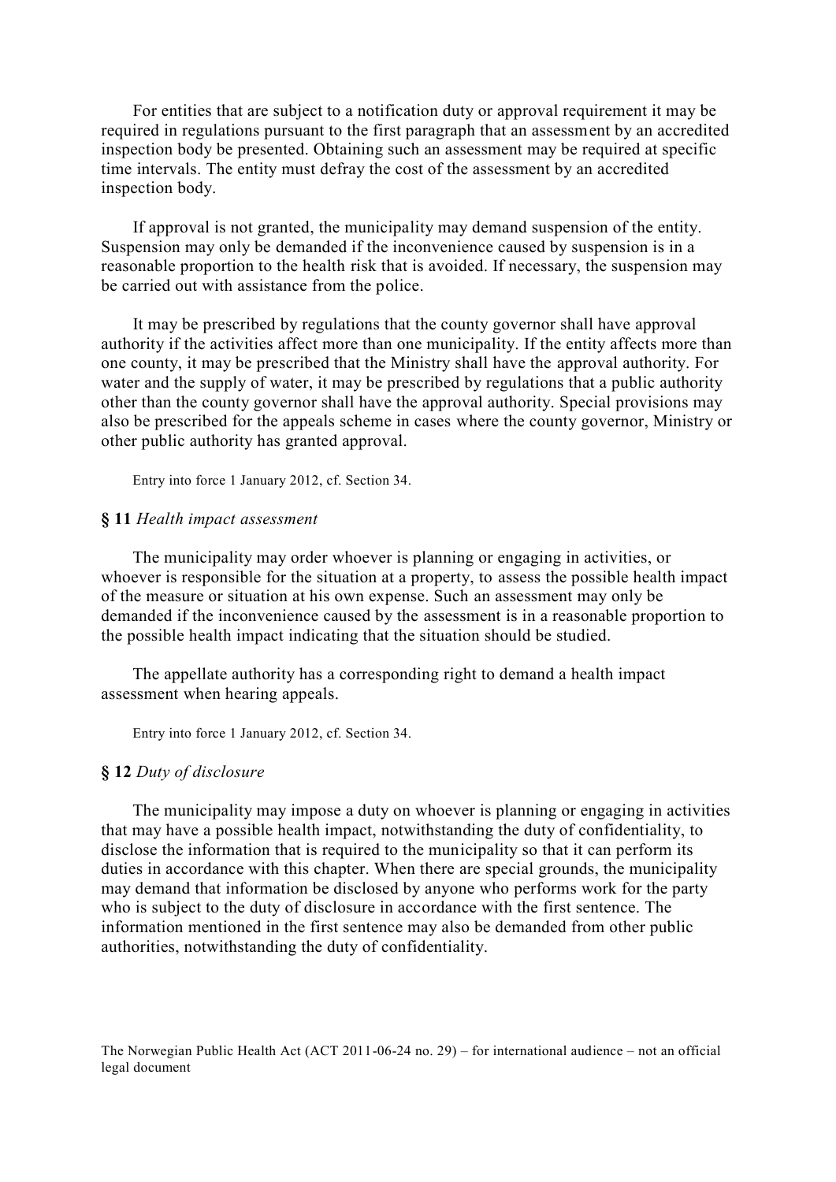For entities that are subject to a notification duty or approval requirement it may be required in regulations pursuant to the first paragraph that an assessment by an accredited inspection body be presented. Obtaining such an assessment may be required at specific time intervals. The entity must defray the cost of the assessment by an accredited inspection body.

If approval is not granted, the municipality may demand suspension of the entity. Suspension may only be demanded if the inconvenience caused by suspension is in a reasonable proportion to the health risk that is avoided. If necessary, the suspension may be carried out with assistance from the police.

It may be prescribed by regulations that the county governor shall have approval authority if the activities affect more than one municipality. If the entity affects more than one county, it may be prescribed that the Ministry shall have the approval authority. For water and the supply of water, it may be prescribed by regulations that a public authority other than the county governor shall have the approval authority. Special provisions may also be prescribed for the appeals scheme in cases where the county governor, Ministry or other public authority has granted approval.

Entry into force 1 January 2012, cf. Section 34.

### **§ 11** *Health impact assessment*

The municipality may order whoever is planning or engaging in activities, or whoever is responsible for the situation at a property, to assess the possible health impact of the measure or situation at his own expense. Such an assessment may only be demanded if the inconvenience caused by the assessment is in a reasonable proportion to the possible health impact indicating that the situation should be studied.

The appellate authority has a corresponding right to demand a health impact assessment when hearing appeals.

Entry into force 1 January 2012, cf. Section 34.

### **§ 12** *Duty of disclosure*

The municipality may impose a duty on whoever is planning or engaging in activities that may have a possible health impact, notwithstanding the duty of confidentiality, to disclose the information that is required to the municipality so that it can perform its duties in accordance with this chapter. When there are special grounds, the municipality may demand that information be disclosed by anyone who performs work for the party who is subject to the duty of disclosure in accordance with the first sentence. The information mentioned in the first sentence may also be demanded from other public authorities, notwithstanding the duty of confidentiality.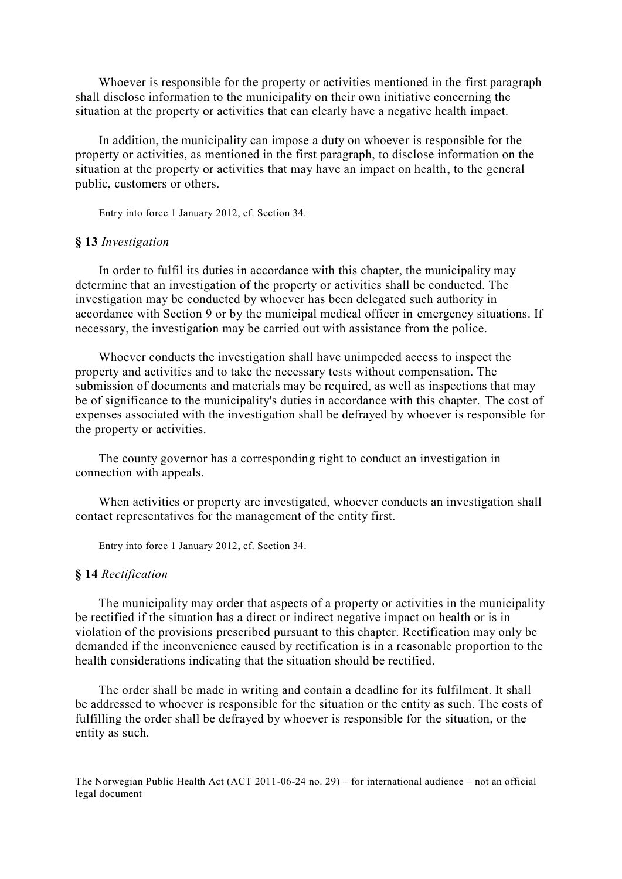Whoever is responsible for the property or activities mentioned in the first paragraph shall disclose information to the municipality on their own initiative concerning the situation at the property or activities that can clearly have a negative health impact.

In addition, the municipality can impose a duty on whoever is responsible for the property or activities, as mentioned in the first paragraph, to disclose information on the situation at the property or activities that may have an impact on health, to the general public, customers or others.

Entry into force 1 January 2012, cf. Section 34.

**§ 13** *Investigation*

In order to fulfil its duties in accordance with this chapter, the municipality may determine that an investigation of the property or activities shall be conducted. The investigation may be conducted by whoever has been delegated such authority in accordance with Section 9 or by the municipal medical officer in emergency situations. If necessary, the investigation may be carried out with assistance from the police.

Whoever conducts the investigation shall have unimpeded access to inspect the property and activities and to take the necessary tests without compensation. The submission of documents and materials may be required, as well as inspections that may be of significance to the municipality's duties in accordance with this chapter. The cost of expenses associated with the investigation shall be defrayed by whoever is responsible for the property or activities.

The county governor has a corresponding right to conduct an investigation in connection with appeals.

When activities or property are investigated, whoever conducts an investigation shall contact representatives for the management of the entity first.

Entry into force 1 January 2012, cf. Section 34.

**§ 14** *Rectification*

The municipality may order that aspects of a property or activities in the municipality be rectified if the situation has a direct or indirect negative impact on health or is in violation of the provisions prescribed pursuant to this chapter. Rectification may only be demanded if the inconvenience caused by rectification is in a reasonable proportion to the health considerations indicating that the situation should be rectified.

The order shall be made in writing and contain a deadline for its fulfilment. It shall be addressed to whoever is responsible for the situation or the entity as such. The costs of fulfilling the order shall be defrayed by whoever is responsible for the situation, or the entity as such.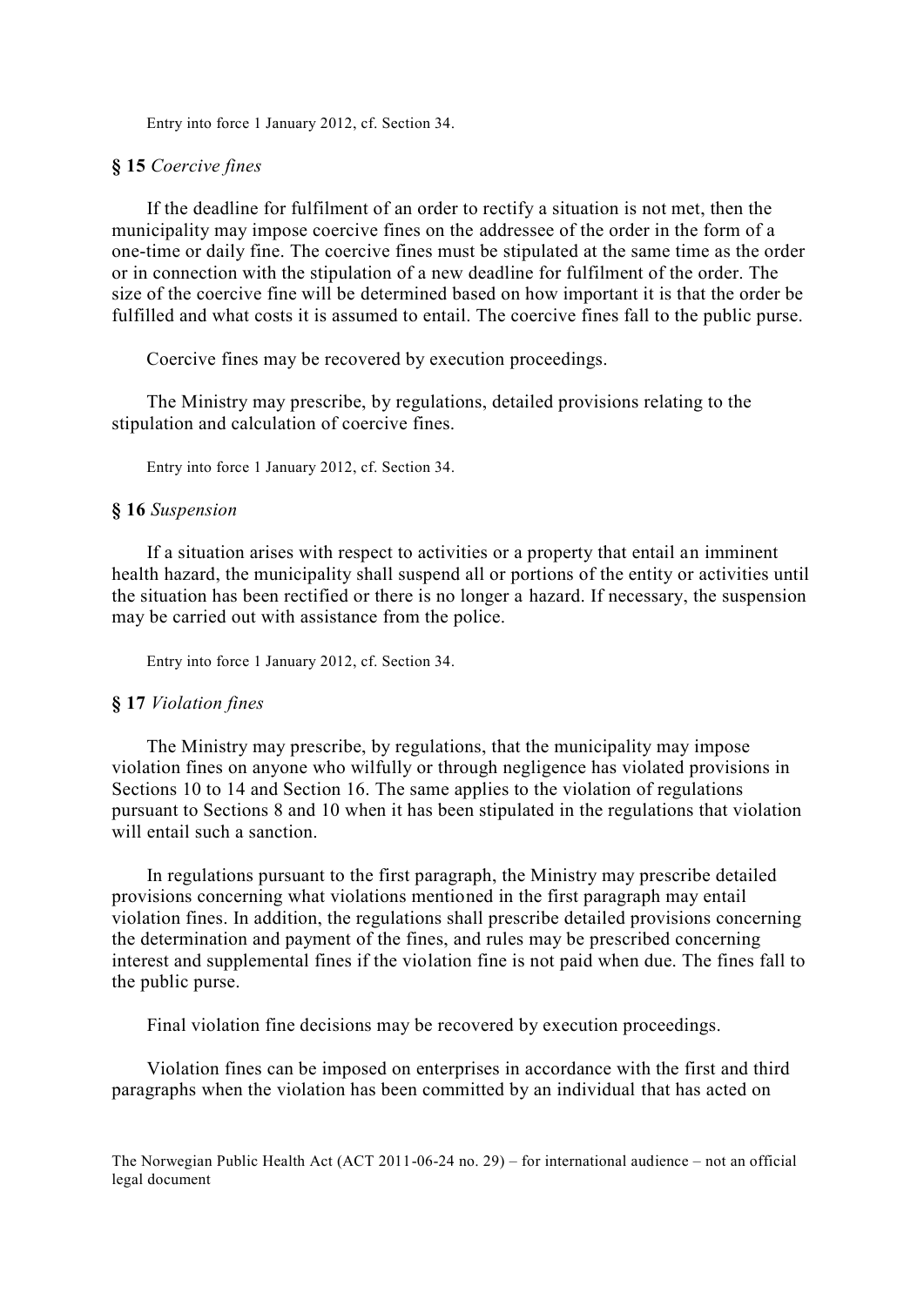Entry into force 1 January 2012, cf. Section 34.

**§ 15** *Coercive fines*

If the deadline for fulfilment of an order to rectify a situation is not met, then the municipality may impose coercive fines on the addressee of the order in the form of a one-time or daily fine. The coercive fines must be stipulated at the same time as the order or in connection with the stipulation of a new deadline for fulfilment of the order. The size of the coercive fine will be determined based on how important it is that the order be fulfilled and what costs it is assumed to entail. The coercive fines fall to the public purse.

Coercive fines may be recovered by execution proceedings.

The Ministry may prescribe, by regulations, detailed provisions relating to the stipulation and calculation of coercive fines.

Entry into force 1 January 2012, cf. Section 34.

**§ 16** *Suspension*

If a situation arises with respect to activities or a property that entail an imminent health hazard, the municipality shall suspend all or portions of the entity or activities until the situation has been rectified or there is no longer a hazard. If necessary, the suspension may be carried out with assistance from the police.

Entry into force 1 January 2012, cf. Section 34.

**§ 17** *Violation fines*

The Ministry may prescribe, by regulations, that the municipality may impose violation fines on anyone who wilfully or through negligence has violated provisions in Sections 10 to 14 and Section 16. The same applies to the violation of regulations pursuant to Sections 8 and 10 when it has been stipulated in the regulations that violation will entail such a sanction.

In regulations pursuant to the first paragraph, the Ministry may prescribe detailed provisions concerning what violations mentioned in the first paragraph may entail violation fines. In addition, the regulations shall prescribe detailed provisions concerning the determination and payment of the fines, and rules may be prescribed concerning interest and supplemental fines if the violation fine is not paid when due. The fines fall to the public purse.

Final violation fine decisions may be recovered by execution proceedings.

Violation fines can be imposed on enterprises in accordance with the first and third paragraphs when the violation has been committed by an individual that has acted on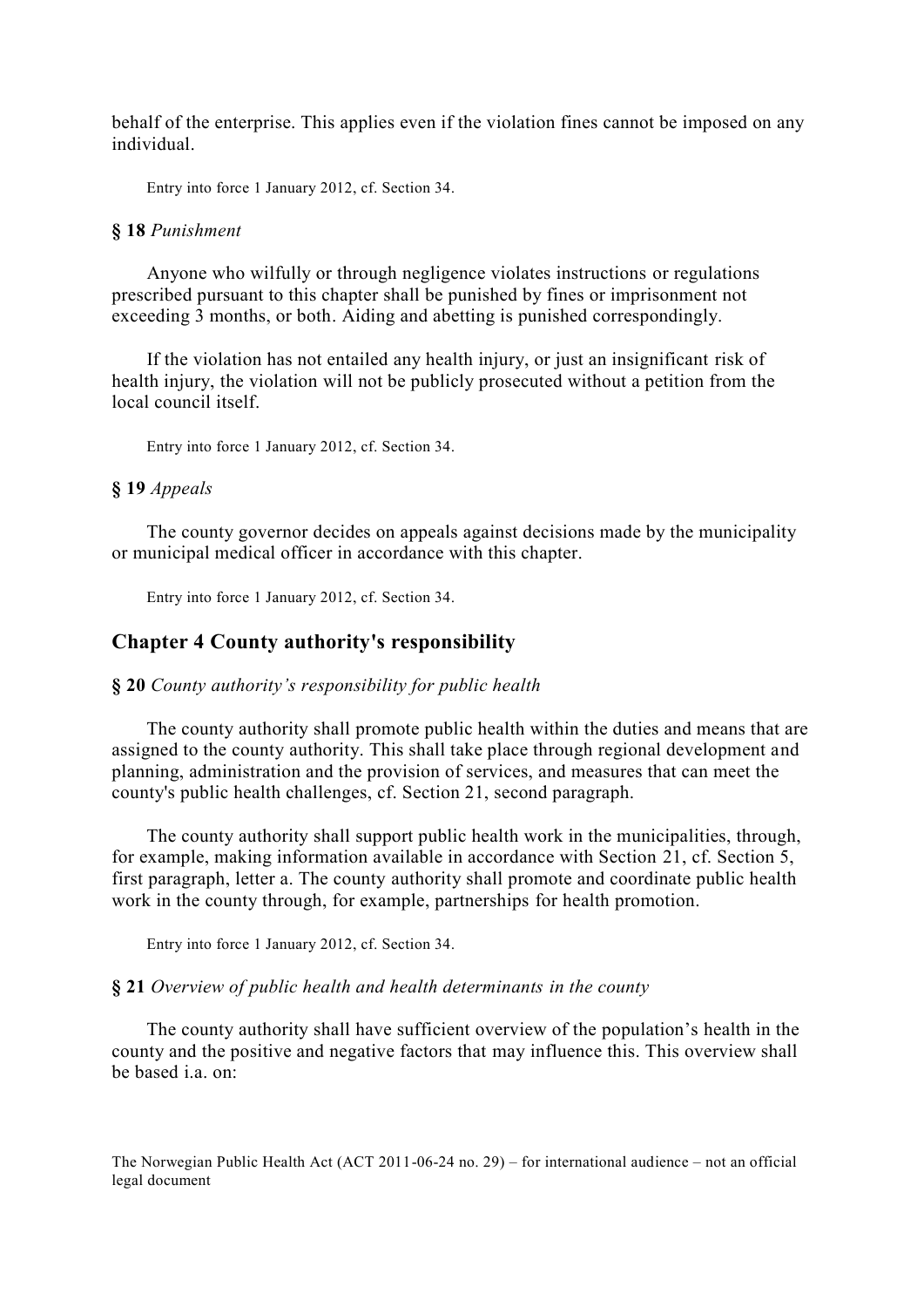behalf of the enterprise. This applies even if the violation fines cannot be imposed on any individual.

Entry into force 1 January 2012, cf. Section 34.

**§ 18** *Punishment*

Anyone who wilfully or through negligence violates instructions or regulations prescribed pursuant to this chapter shall be punished by fines or imprisonment not exceeding 3 months, or both. Aiding and abetting is punished correspondingly.

If the violation has not entailed any health injury, or just an insignificant risk of health injury, the violation will not be publicly prosecuted without a petition from the local council itself.

Entry into force 1 January 2012, cf. Section 34.

**§ 19** *Appeals*

The county governor decides on appeals against decisions made by the municipality or municipal medical officer in accordance with this chapter.

Entry into force 1 January 2012, cf. Section 34.

## Chapter 4 County authority's responsibility

**§ 20** *County authority's responsibility for public health*

The county authority shall promote public health within the duties and means that are assigned to the county authority. This shall take place through regional development and planning, administration and the provision of services, and measures that can meet the county's public health challenges, cf. Section 21, second paragraph.

The county authority shall support public health work in the municipalities, through, for example, making information available in accordance with Section 21, cf. Section 5, first paragraph, letter a. The county authority shall promote and coordinate public health work in the county through, for example, partnerships for health promotion.

Entry into force 1 January 2012, cf. Section 34.

**§ 21** *Overview of public health and health determinants in the county*

The county authority shall have sufficient overview of the population's health in the county and the positive and negative factors that may influence this. This overview shall be based i.a. on: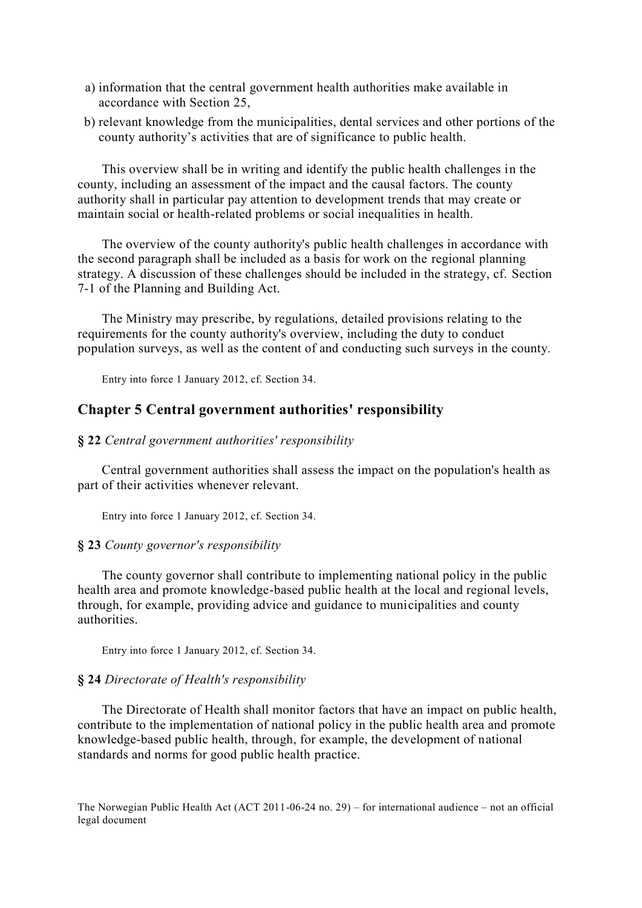a) information that the central government health authorities make available in accordance with Section 25,
b) relevant knowledge from the municipalities, dental services and other portions of the county authority’s activities that are of significance to public health.

This overview shall be in writing and identify the public health challenges in the county, including an assessment of the impact and the causal factors. The county authority shall in particular pay attention to development trends that may create or maintain social or health-related problems or social inequalities in health.

The overview of the county authority's public health challenges in accordance with the second paragraph shall be included as a basis for work on the regional planning strategy. A discussion of these challenges should be included in the strategy, cf. Section 7-1 of the Planning and Building Act.

The Ministry may prescribe, by regulations, detailed provisions relating to the requirements for the county authority's overview, including the duty to conduct population surveys, as well as the content of and conducting such surveys in the county.

Entry into force 1 January 2012, cf. Section 34.

## Chapter 5 Central government authorities' responsibility

**§ 22** *Central government authorities' responsibility*

Central government authorities shall assess the impact on the population's health as part of their activities whenever relevant.

Entry into force 1 January 2012, cf. Section 34.

**§ 23** *County governor's responsibility*

The county governor shall contribute to implementing national policy in the public health area and promote knowledge-based public health at the local and regional levels, through, for example, providing advice and guidance to municipalities and county authorities.

Entry into force 1 January 2012, cf. Section 34.

**§ 24** *Directorate of Health's responsibility*

The Directorate of Health shall monitor factors that have an impact on public health, contribute to the implementation of national policy in the public health area and promote knowledge-based public health, through, for example, the development of national standards and norms for good public health practice.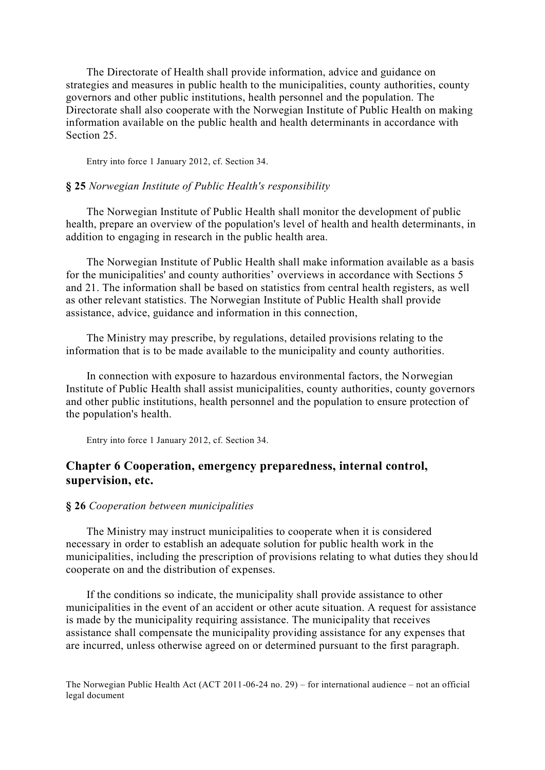The Directorate of Health shall provide information, advice and guidance on strategies and measures in public health to the municipalities, county authorities, county governors and other public institutions, health personnel and the population. The Directorate shall also cooperate with the Norwegian Institute of Public Health on making information available on the public health and health determinants in accordance with Section 25.

Entry into force 1 January 2012, cf. Section 34.

**§ 25** *Norwegian Institute of Public Health's responsibility*

The Norwegian Institute of Public Health shall monitor the development of public health, prepare an overview of the population's level of health and health determinants, in addition to engaging in research in the public health area.

The Norwegian Institute of Public Health shall make information available as a basis for the municipalities' and county authorities' overviews in accordance with Sections 5 and 21. The information shall be based on statistics from central health registers, as well as other relevant statistics. The Norwegian Institute of Public Health shall provide assistance, advice, guidance and information in this connection,

The Ministry may prescribe, by regulations, detailed provisions relating to the information that is to be made available to the municipality and county authorities.

In connection with exposure to hazardous environmental factors, the Norwegian Institute of Public Health shall assist municipalities, county authorities, county governors and other public institutions, health personnel and the population to ensure protection of the population's health.

Entry into force 1 January 2012, cf. Section 34.

## Chapter 6 Cooperation, emergency preparedness, internal control, supervision, etc.

**§ 26** *Cooperation between municipalities*

The Ministry may instruct municipalities to cooperate when it is considered necessary in order to establish an adequate solution for public health work in the municipalities, including the prescription of provisions relating to what duties they should cooperate on and the distribution of expenses.

If the conditions so indicate, the municipality shall provide assistance to other municipalities in the event of an accident or other acute situation. A request for assistance is made by the municipality requiring assistance. The municipality that receives assistance shall compensate the municipality providing assistance for any expenses that are incurred, unless otherwise agreed on or determined pursuant to the first paragraph.

The Norwegian Public Health Act (ACT 2011-06-24 no. 29) – for international audience – not an official legal document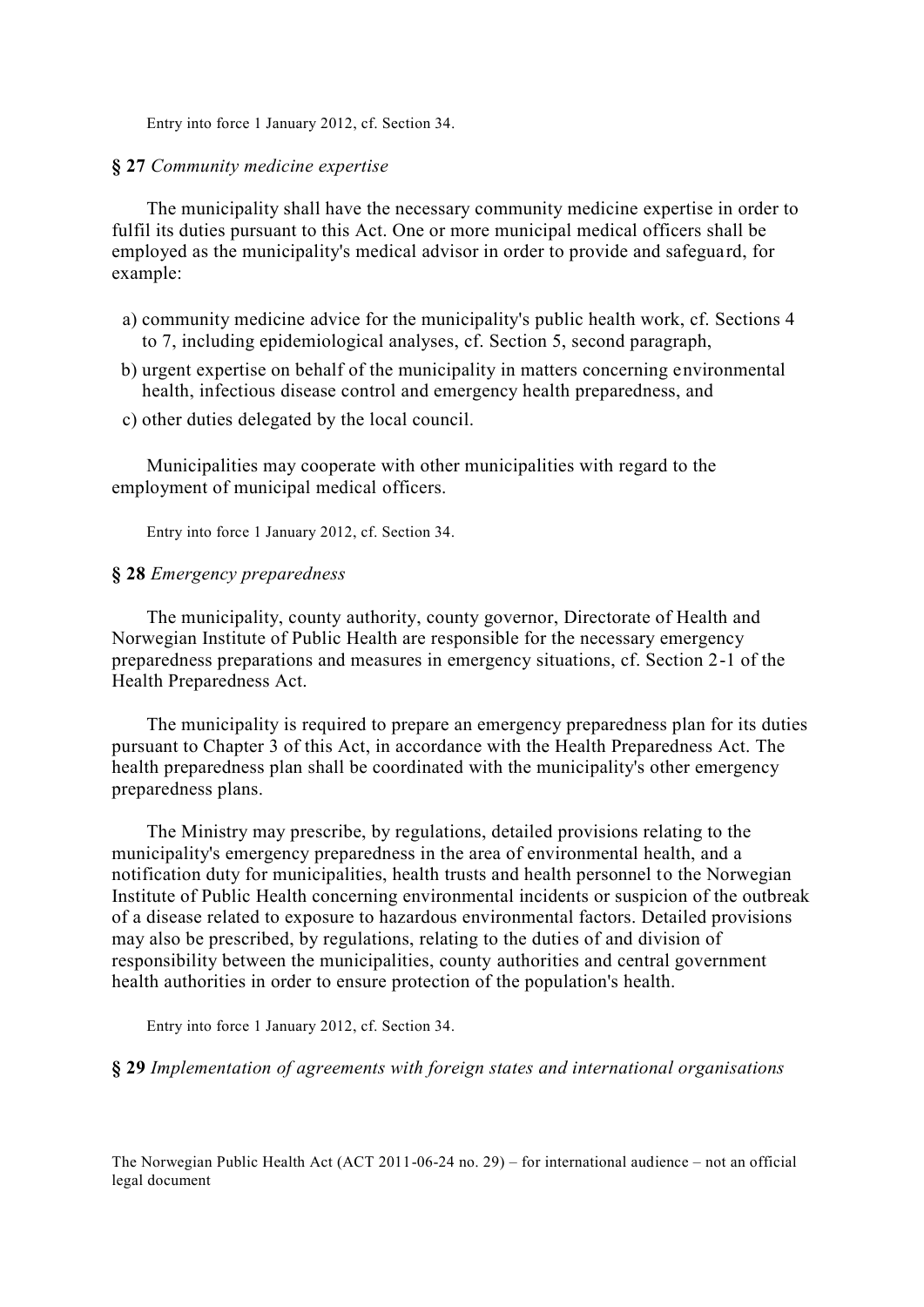Entry into force 1 January 2012, cf. Section 34.

**§ 27** *Community medicine expertise*

The municipality shall have the necessary community medicine expertise in order to fulfil its duties pursuant to this Act. One or more municipal medical officers shall be employed as the municipality's medical advisor in order to provide and safeguard, for example:

a) community medicine advice for the municipality's public health work, cf. Sections 4 to 7, including epidemiological analyses, cf. Section 5, second paragraph,

b) urgent expertise on behalf of the municipality in matters concerning environmental health, infectious disease control and emergency health preparedness, and

c) other duties delegated by the local council.

Municipalities may cooperate with other municipalities with regard to the employment of municipal medical officers.

Entry into force 1 January 2012, cf. Section 34.

**§ 28** *Emergency preparedness*

The municipality, county authority, county governor, Directorate of Health and Norwegian Institute of Public Health are responsible for the necessary emergency preparedness preparations and measures in emergency situations, cf. Section 2-1 of the Health Preparedness Act.

The municipality is required to prepare an emergency preparedness plan for its duties pursuant to Chapter 3 of this Act, in accordance with the Health Preparedness Act. The health preparedness plan shall be coordinated with the municipality's other emergency preparedness plans.

The Ministry may prescribe, by regulations, detailed provisions relating to the municipality's emergency preparedness in the area of environmental health, and a notification duty for municipalities, health trusts and health personnel to the Norwegian Institute of Public Health concerning environmental incidents or suspicion of the outbreak of a disease related to exposure to hazardous environmental factors. Detailed provisions may also be prescribed, by regulations, relating to the duties of and division of responsibility between the municipalities, county authorities and central government health authorities in order to ensure protection of the population's health.

Entry into force 1 January 2012, cf. Section 34.

**§ 29** *Implementation of agreements with foreign states and international organisations*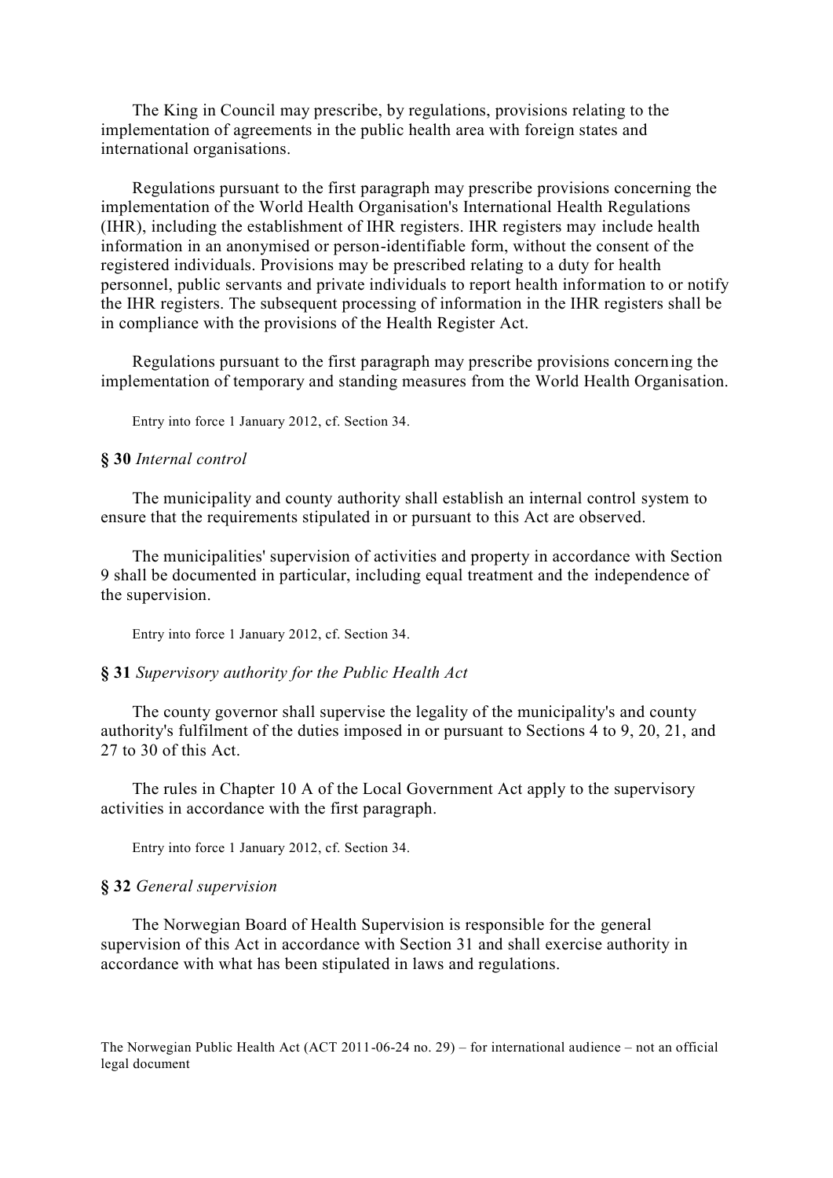The King in Council may prescribe, by regulations, provisions relating to the implementation of agreements in the public health area with foreign states and international organisations.

Regulations pursuant to the first paragraph may prescribe provisions concerning the implementation of the World Health Organisation's International Health Regulations (IHR), including the establishment of IHR registers. IHR registers may include health information in an anonymised or person-identifiable form, without the consent of the registered individuals. Provisions may be prescribed relating to a duty for health personnel, public servants and private individuals to report health information to or notify the IHR registers. The subsequent processing of information in the IHR registers shall be in compliance with the provisions of the Health Register Act.

Regulations pursuant to the first paragraph may prescribe provisions concerning the implementation of temporary and standing measures from the World Health Organisation.

Entry into force 1 January 2012, cf. Section 34.

**§ 30** *Internal control*

The municipality and county authority shall establish an internal control system to ensure that the requirements stipulated in or pursuant to this Act are observed.

The municipalities' supervision of activities and property in accordance with Section 9 shall be documented in particular, including equal treatment and the independence of the supervision.

Entry into force 1 January 2012, cf. Section 34.

**§ 31** *Supervisory authority for the Public Health Act*

The county governor shall supervise the legality of the municipality's and county authority's fulfilment of the duties imposed in or pursuant to Sections 4 to 9, 20, 21, and 27 to 30 of this Act.

The rules in Chapter 10 A of the Local Government Act apply to the supervisory activities in accordance with the first paragraph.

Entry into force 1 January 2012, cf. Section 34.

**§ 32** *General supervision*

The Norwegian Board of Health Supervision is responsible for the general supervision of this Act in accordance with Section 31 and shall exercise authority in accordance with what has been stipulated in laws and regulations.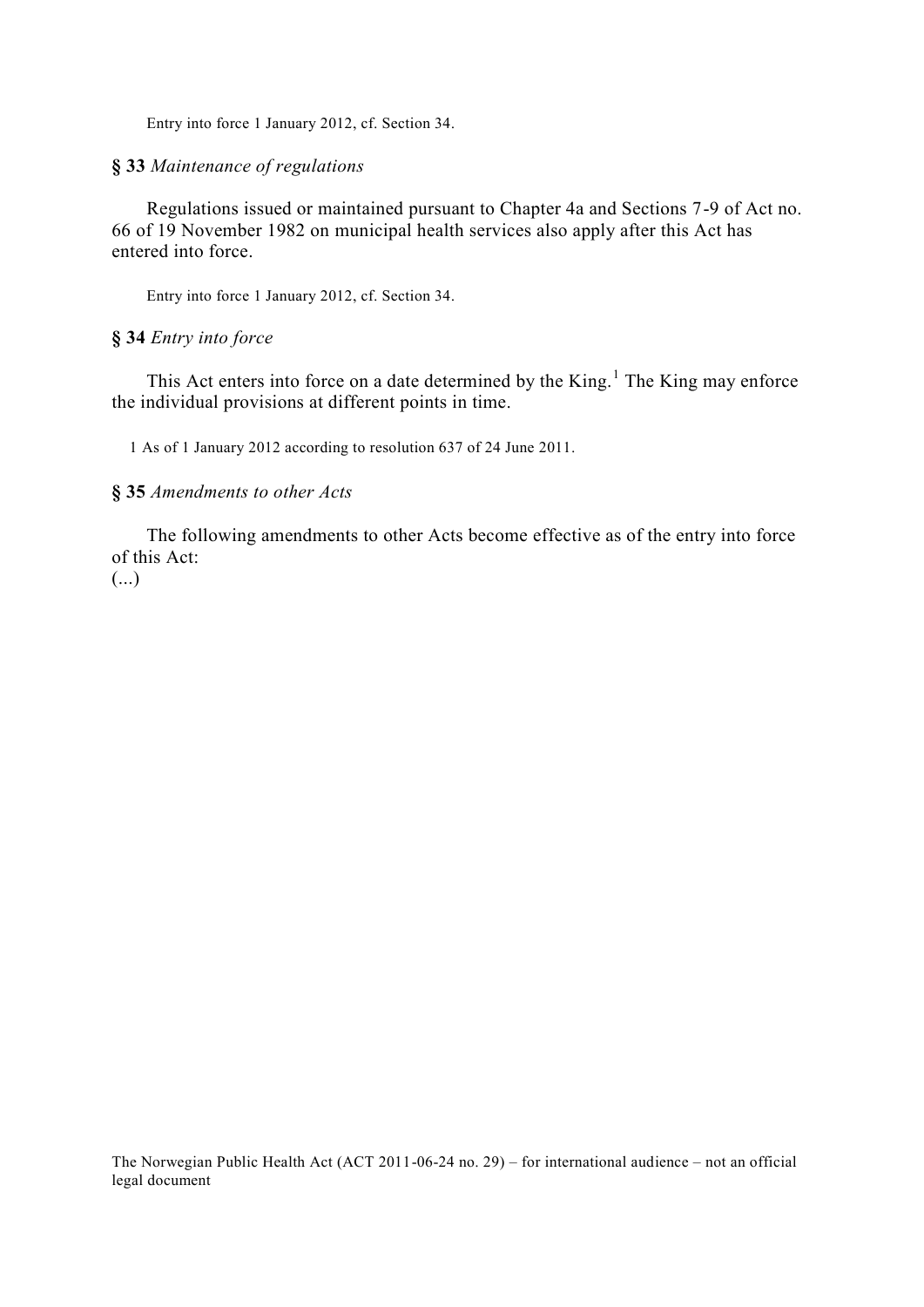Entry into force 1 January 2012, cf. Section 34.

**§ 33** *Maintenance of regulations*

Regulations issued or maintained pursuant to Chapter 4a and Sections 7-9 of Act no. 66 of 19 November 1982 on municipal health services also apply after this Act has entered into force.

Entry into force 1 January 2012, cf. Section 34.

**§ 34** *Entry into force*

This Act enters into force on a date determined by the King.[1] The King may enforce the individual provisions at different points in time.

1 As of 1 January 2012 according to resolution 637 of 24 June 2011.

**§ 35** *Amendments to other Acts*

The following amendments to other Acts become effective as of the entry into force of this Act:
(...)